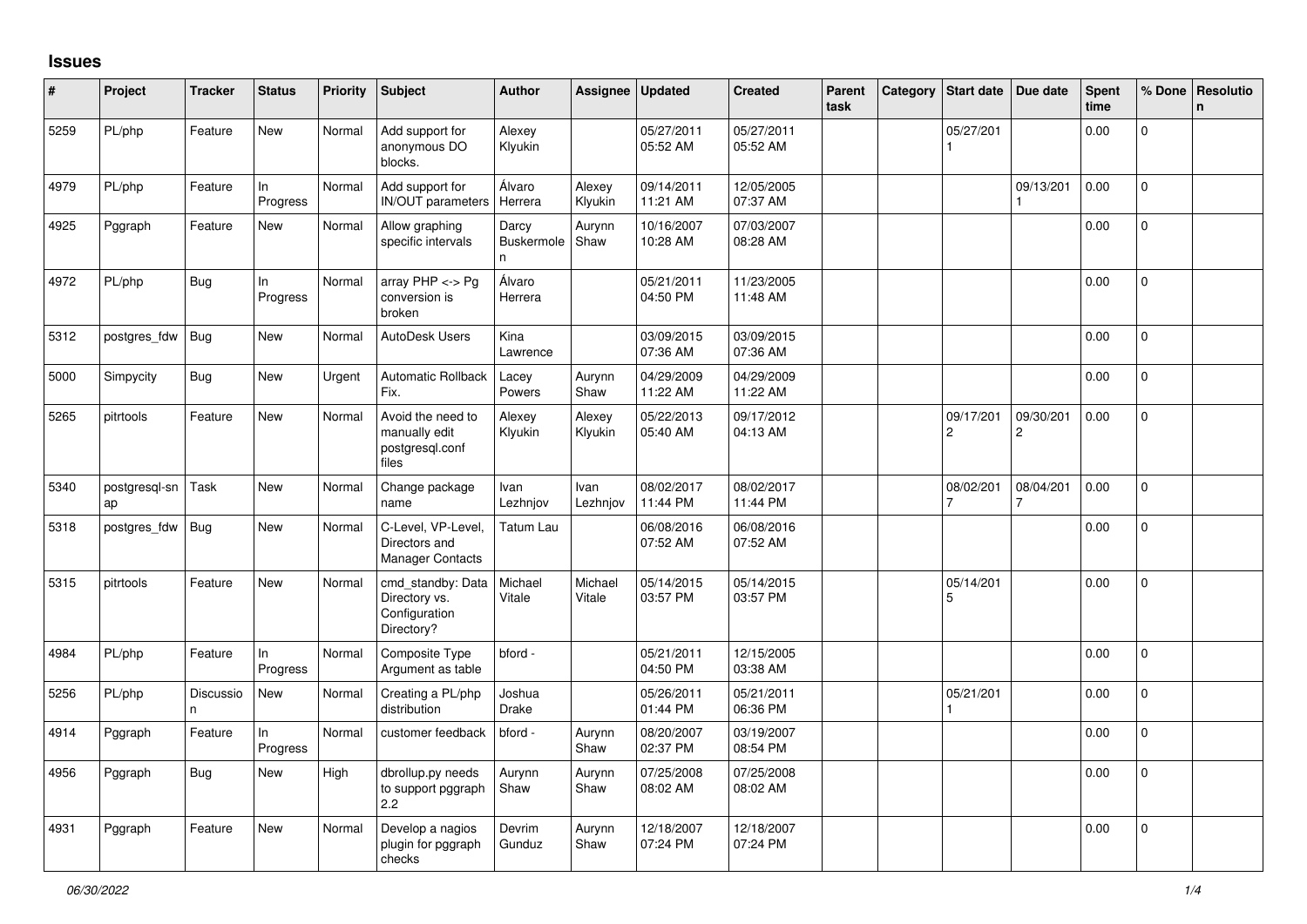# Issues

| # | Project | Tracker | Status | Priority | Subject | Author | Assignee | Updated | Created | Parent task | Category | Start date | Due date | Spent time | % Done | Resolution |
|---|---|---|---|---|---|---|---|---|---|---|---|---|---|---|---|---|
| 5259 | PL/php | Feature | New | Normal | Add support for anonymous DO blocks. | Alexey Klyukin | | 05/27/2011 05:52 AM | 05/27/2011 05:52 AM | | | 05/27/2011 | | 0.00 | 0 | |
| 4979 | PL/php | Feature | In Progress | Normal | Add support for IN/OUT parameters | Álvaro Herrera | Alexey Klyukin | 09/14/2011 11:21 AM | 12/05/2005 07:37 AM | | | | 09/13/2011 | 0.00 | 0 | |
| 4925 | Pggraph | Feature | New | Normal | Allow graphing specific intervals | Darcy Buskermolen | Aurynn Shaw | 10/16/2007 10:28 AM | 07/03/2007 08:28 AM | | | | | 0.00 | 0 | |
| 4972 | PL/php | Bug | In Progress | Normal | array PHP <-> Pg conversion is broken | Álvaro Herrera | | 05/21/2011 04:50 PM | 11/23/2005 11:48 AM | | | | | 0.00 | 0 | |
| 5312 | postgres_fdw | Bug | New | Normal | AutoDesk Users | Kina Lawrence | | 03/09/2015 07:36 AM | 03/09/2015 07:36 AM | | | | | 0.00 | 0 | |
| 5000 | Simpycity | Bug | New | Urgent | Automatic Rollback Fix. | Lacey Powers | Aurynn Shaw | 04/29/2009 11:22 AM | 04/29/2009 11:22 AM | | | | | 0.00 | 0 | |
| 5265 | pitrtools | Feature | New | Normal | Avoid the need to manually edit postgresql.conf files | Alexey Klyukin | Alexey Klyukin | 05/22/2013 05:40 AM | 09/17/2012 04:13 AM | | | 09/17/2012 | 09/30/2012 | 0.00 | 0 | |
| 5340 | postgresql-snap | Task | New | Normal | Change package name | Ivan Lezhnjov | Ivan Lezhnjov | 08/02/2017 11:44 PM | 08/02/2017 11:44 PM | | | 08/02/2017 | 08/04/2017 | 0.00 | 0 | |
| 5318 | postgres_fdw | Bug | New | Normal | C-Level, VP-Level, Directors and Manager Contacts | Tatum Lau | | 06/08/2016 07:52 AM | 06/08/2016 07:52 AM | | | | | 0.00 | 0 | |
| 5315 | pitrtools | Feature | New | Normal | cmd_standby: Data Directory vs. Configuration Directory? | Michael Vitale | Michael Vitale | 05/14/2015 03:57 PM | 05/14/2015 03:57 PM | | | 05/14/2015 | | 0.00 | 0 | |
| 4984 | PL/php | Feature | In Progress | Normal | Composite Type Argument as table | bford - | | 05/21/2011 04:50 PM | 12/15/2005 03:38 AM | | | | | 0.00 | 0 | |
| 5256 | PL/php | Discussion | New | Normal | Creating a PL/php distribution | Joshua Drake | | 05/26/2011 01:44 PM | 05/21/2011 06:36 PM | | | 05/21/2011 | | 0.00 | 0 | |
| 4914 | Pggraph | Feature | In Progress | Normal | customer feedback | bford - | Aurynn Shaw | 08/20/2007 02:37 PM | 03/19/2007 08:54 PM | | | | | 0.00 | 0 | |
| 4956 | Pggraph | Bug | New | High | dbrollup.py needs to support pggraph 2.2 | Aurynn Shaw | Aurynn Shaw | 07/25/2008 08:02 AM | 07/25/2008 08:02 AM | | | | | 0.00 | 0 | |
| 4931 | Pggraph | Feature | New | Normal | Develop a nagios plugin for pggraph checks | Devrim Gunduz | Aurynn Shaw | 12/18/2007 07:24 PM | 12/18/2007 07:24 PM | | | | | 0.00 | 0 | |

*06/30/2022*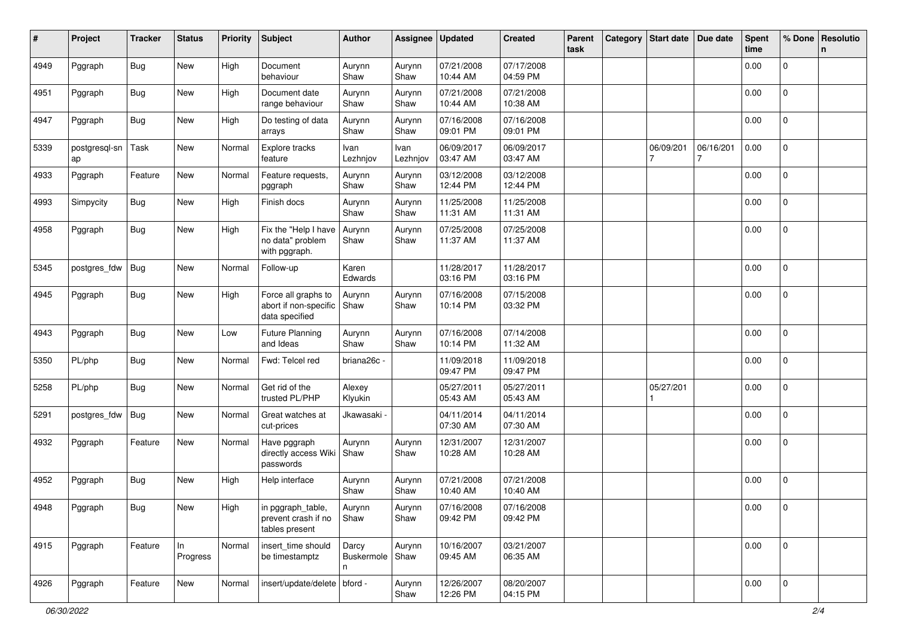| # | Project | Tracker | Status | Priority | Subject | Author | Assignee | Updated | Created | Parent task | Category | Start date | Due date | Spent time | % Done | Resolution |
|---|---|---|---|---|---|---|---|---|---|---|---|---|---|---|---|---|
| 4949 | Pggraph | Bug | New | High | Document behaviour | Aurynn Shaw | Aurynn Shaw | 07/21/2008 10:44 AM | 07/17/2008 04:59 PM | | | | | 0.00 | 0 | |
| 4951 | Pggraph | Bug | New | High | Document date range behaviour | Aurynn Shaw | Aurynn Shaw | 07/21/2008 10:44 AM | 07/21/2008 10:38 AM | | | | | 0.00 | 0 | |
| 4947 | Pggraph | Bug | New | High | Do testing of data arrays | Aurynn Shaw | Aurynn Shaw | 07/16/2008 09:01 PM | 07/16/2008 09:01 PM | | | | | 0.00 | 0 | |
| 5339 | postgresql-snap | Task | New | Normal | Explore tracks feature | Ivan Lezhnjov | Ivan Lezhnjov | 06/09/2017 03:47 AM | 06/09/2017 03:47 AM | | | 06/09/2017 | 06/16/2017 | 0.00 | 0 | |
| 4933 | Pggraph | Feature | New | Normal | Feature requests, pggraph | Aurynn Shaw | Aurynn Shaw | 03/12/2008 12:44 PM | 03/12/2008 12:44 PM | | | | | 0.00 | 0 | |
| 4993 | Simpycity | Bug | New | High | Finish docs | Aurynn Shaw | Aurynn Shaw | 11/25/2008 11:31 AM | 11/25/2008 11:31 AM | | | | | 0.00 | 0 | |
| 4958 | Pggraph | Bug | New | High | Fix the "Help I have no data" problem with pggraph. | Aurynn Shaw | Aurynn Shaw | 07/25/2008 11:37 AM | 07/25/2008 11:37 AM | | | | | 0.00 | 0 | |
| 5345 | postgres_fdw | Bug | New | Normal | Follow-up | Karen Edwards | | 11/28/2017 03:16 PM | 11/28/2017 03:16 PM | | | | | 0.00 | 0 | |
| 4945 | Pggraph | Bug | New | High | Force all graphs to abort if non-specific data specified | Aurynn Shaw | Aurynn Shaw | 07/16/2008 10:14 PM | 07/15/2008 03:32 PM | | | | | 0.00 | 0 | |
| 4943 | Pggraph | Bug | New | Low | Future Planning and Ideas | Aurynn Shaw | Aurynn Shaw | 07/16/2008 10:14 PM | 07/14/2008 11:32 AM | | | | | 0.00 | 0 | |
| 5350 | PL/php | Bug | New | Normal | Fwd: Telcel red | briana26c - | | 11/09/2018 09:47 PM | 11/09/2018 09:47 PM | | | | | 0.00 | 0 | |
| 5258 | PL/php | Bug | New | Normal | Get rid of the trusted PL/PHP | Alexey Klyukin | | 05/27/2011 05:43 AM | 05/27/2011 05:43 AM | | | 05/27/2011 | | 0.00 | 0 | |
| 5291 | postgres_fdw | Bug | New | Normal | Great watches at cut-prices | Jkawasaki - | | 04/11/2014 07:30 AM | 04/11/2014 07:30 AM | | | | | 0.00 | 0 | |
| 4932 | Pggraph | Feature | New | Normal | Have pggraph directly access Wiki passwords | Aurynn Shaw | Aurynn Shaw | 12/31/2007 10:28 AM | 12/31/2007 10:28 AM | | | | | 0.00 | 0 | |
| 4952 | Pggraph | Bug | New | High | Help interface | Aurynn Shaw | Aurynn Shaw | 07/21/2008 10:40 AM | 07/21/2008 10:40 AM | | | | | 0.00 | 0 | |
| 4948 | Pggraph | Bug | New | High | in pggraph_table, prevent crash if no tables present | Aurynn Shaw | Aurynn Shaw | 07/16/2008 09:42 PM | 07/16/2008 09:42 PM | | | | | 0.00 | 0 | |
| 4915 | Pggraph | Feature | In Progress | Normal | insert_time should be timestamptz | Darcy Buskermolen | Aurynn Shaw | 10/16/2007 09:45 AM | 03/21/2007 06:35 AM | | | | | 0.00 | 0 | |
| 4926 | Pggraph | Feature | New | Normal | insert/update/delete | bford - | Aurynn Shaw | 12/26/2007 12:26 PM | 08/20/2007 04:15 PM | | | | | 0.00 | 0 | |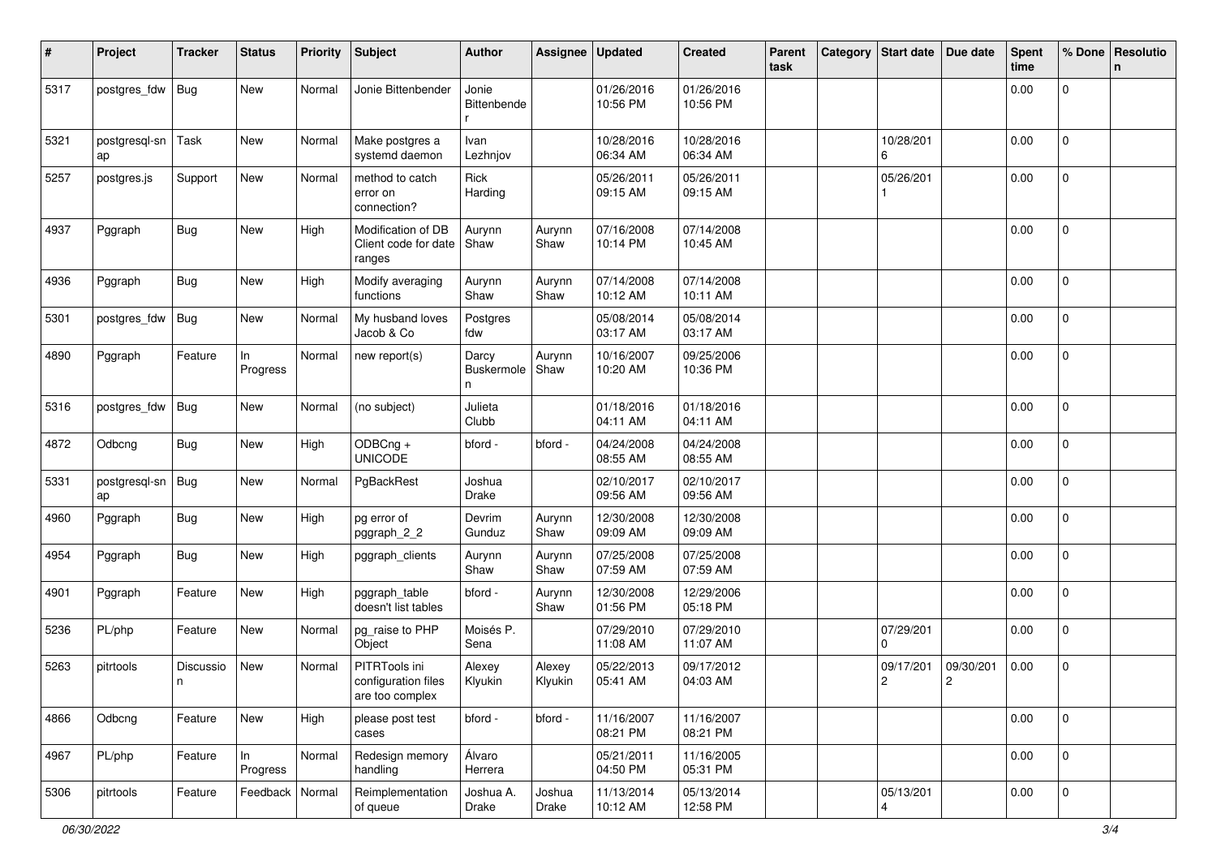| # | Project | Tracker | Status | Priority | Subject | Author | Assignee | Updated | Created | Parent task | Category | Start date | Due date | Spent time | % Done | Resolution |
|---|---|---|---|---|---|---|---|---|---|---|---|---|---|---|---|---|
| 5317 | postgres_fdw | Bug | New | Normal | Jonie Bittenbender | Jonie Bittenbender | | 01/26/2016 10:56 PM | 01/26/2016 10:56 PM | | | | | 0.00 | 0 | |
| 5321 | postgresql-snap | Task | New | Normal | Make postgres a systemd daemon | Ivan Lezhnjov | | 10/28/2016 06:34 AM | 10/28/2016 06:34 AM | | | 10/28/2016 | | 0.00 | 0 | |
| 5257 | postgres.js | Support | New | Normal | method to catch error on connection? | Rick Harding | | 05/26/2011 09:15 AM | 05/26/2011 09:15 AM | | | 05/26/2011 | | 0.00 | 0 | |
| 4937 | Pggraph | Bug | New | High | Modification of DB Client code for date ranges | Aurynn Shaw | Aurynn Shaw | 07/16/2008 10:14 PM | 07/14/2008 10:45 AM | | | | | 0.00 | 0 | |
| 4936 | Pggraph | Bug | New | High | Modify averaging functions | Aurynn Shaw | Aurynn Shaw | 07/14/2008 10:12 AM | 07/14/2008 10:11 AM | | | | | 0.00 | 0 | |
| 5301 | postgres_fdw | Bug | New | Normal | My husband loves Jacob & Co | Postgres fdw | | 05/08/2014 03:17 AM | 05/08/2014 03:17 AM | | | | | 0.00 | 0 | |
| 4890 | Pggraph | Feature | In Progress | Normal | new report(s) | Darcy Buskermolen | Aurynn Shaw | 10/16/2007 10:20 AM | 09/25/2006 10:36 PM | | | | | 0.00 | 0 | |
| 5316 | postgres_fdw | Bug | New | Normal | (no subject) | Julieta Clubb | | 01/18/2016 04:11 AM | 01/18/2016 04:11 AM | | | | | 0.00 | 0 | |
| 4872 | Odbcng | Bug | New | High | ODBCng + UNICODE | bford - | bford - | 04/24/2008 08:55 AM | 04/24/2008 08:55 AM | | | | | 0.00 | 0 | |
| 5331 | postgresql-snap | Bug | New | Normal | PgBackRest | Joshua Drake | | 02/10/2017 09:56 AM | 02/10/2017 09:56 AM | | | | | 0.00 | 0 | |
| 4960 | Pggraph | Bug | New | High | pg error of pggraph_2_2 | Devrim Gunduz | Aurynn Shaw | 12/30/2008 09:09 AM | 12/30/2008 09:09 AM | | | | | 0.00 | 0 | |
| 4954 | Pggraph | Bug | New | High | pggraph_clients | Aurynn Shaw | Aurynn Shaw | 07/25/2008 07:59 AM | 07/25/2008 07:59 AM | | | | | 0.00 | 0 | |
| 4901 | Pggraph | Feature | New | High | pggraph_table doesn't list tables | bford - | Aurynn Shaw | 12/30/2008 01:56 PM | 12/29/2006 05:18 PM | | | | | 0.00 | 0 | |
| 5236 | PL/php | Feature | New | Normal | pg_raise to PHP Object | Moisés P. Sena | | 07/29/2010 11:08 AM | 07/29/2010 11:07 AM | | | 07/29/2010 | | 0.00 | 0 | |
| 5263 | pitrtools | Discussion | New | Normal | PITRTools ini configuration files are too complex | Alexey Klyukin | Alexey Klyukin | 05/22/2013 05:41 AM | 09/17/2012 04:03 AM | | | 09/17/2012 | 09/30/2012 | 0.00 | 0 | |
| 4866 | Odbcng | Feature | New | High | please post test cases | bford - | bford - | 11/16/2007 08:21 PM | 11/16/2007 08:21 PM | | | | | 0.00 | 0 | |
| 4967 | PL/php | Feature | In Progress | Normal | Redesign memory handling | Álvaro Herrera | | 05/21/2011 04:50 PM | 11/16/2005 05:31 PM | | | | | 0.00 | 0 | |
| 5306 | pitrtools | Feature | Feedback | Normal | Reimplementation of queue | Joshua A. Drake | Joshua Drake | 11/13/2014 10:12 AM | 05/13/2014 12:58 PM | | | 05/13/2014 | | 0.00 | 0 | |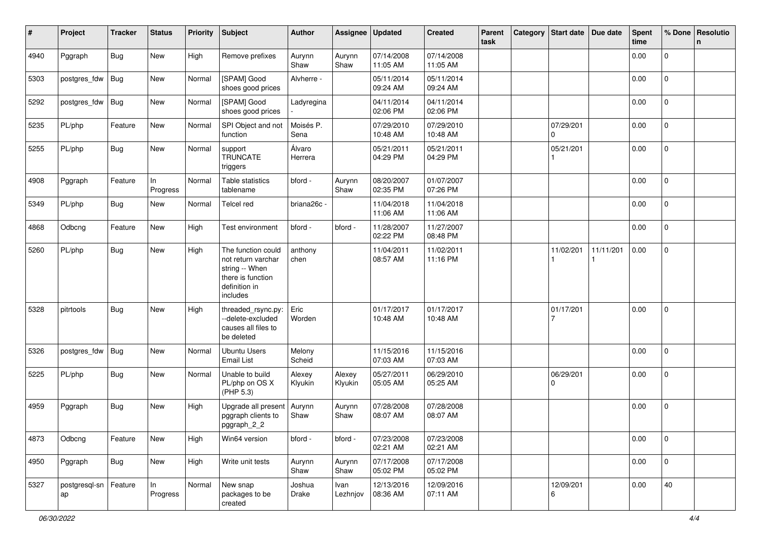| # | Project | Tracker | Status | Priority | Subject | Author | Assignee | Updated | Created | Parent task | Category | Start date | Due date | Spent time | % Done | Resolution |
|---|---|---|---|---|---|---|---|---|---|---|---|---|---|---|---|---|
| 4940 | Pggraph | Bug | New | High | Remove prefixes | Aurynn Shaw | Aurynn Shaw | 07/14/2008 11:05 AM | 07/14/2008 11:05 AM | | | | | 0.00 | 0 | |
| 5303 | postgres_fdw | Bug | New | Normal | [SPAM] Good shoes good prices | Alvherre - | | 05/11/2014 09:24 AM | 05/11/2014 09:24 AM | | | | | 0.00 | 0 | |
| 5292 | postgres_fdw | Bug | New | Normal | [SPAM] Good shoes good prices | Ladyregina - | | 04/11/2014 02:06 PM | 04/11/2014 02:06 PM | | | | | 0.00 | 0 | |
| 5235 | PL/php | Feature | New | Normal | SPI Object and not function | Moisés P. Sena | | 07/29/2010 10:48 AM | 07/29/2010 10:48 AM | | | 07/29/2010 | | 0.00 | 0 | |
| 5255 | PL/php | Bug | New | Normal | support TRUNCATE triggers | Álvaro Herrera | | 05/21/2011 04:29 PM | 05/21/2011 04:29 PM | | | 05/21/2011 | | 0.00 | 0 | |
| 4908 | Pggraph | Feature | In Progress | Normal | Table statistics tablename | bford - | Aurynn Shaw | 08/20/2007 02:35 PM | 01/07/2007 07:26 PM | | | | | 0.00 | 0 | |
| 5349 | PL/php | Bug | New | Normal | Telcel red | briana26c - | | 11/04/2018 11:06 AM | 11/04/2018 11:06 AM | | | | | 0.00 | 0 | |
| 4868 | Odbcng | Feature | New | High | Test environment | bford - | bford - | 11/28/2007 02:22 PM | 11/27/2007 08:48 PM | | | | | 0.00 | 0 | |
| 5260 | PL/php | Bug | New | High | The function could not return varchar string -- When there is function definition in includes | anthony chen | | 11/04/2011 08:57 AM | 11/02/2011 11:16 PM | | | 11/02/2011 | 11/11/2011 | 0.00 | 0 | |
| 5328 | pitrtools | Bug | New | High | threaded_rsync.py: --delete-excluded causes all files to be deleted | Eric Worden | | 01/17/2017 10:48 AM | 01/17/2017 10:48 AM | | | 01/17/2017 | | 0.00 | 0 | |
| 5326 | postgres_fdw | Bug | New | Normal | Ubuntu Users Email List | Melony Scheid | | 11/15/2016 07:03 AM | 11/15/2016 07:03 AM | | | | | 0.00 | 0 | |
| 5225 | PL/php | Bug | New | Normal | Unable to build PL/php on OS X (PHP 5.3) | Alexey Klyukin | Alexey Klyukin | 05/27/2011 05:05 AM | 06/29/2010 05:25 AM | | | 06/29/2010 | | 0.00 | 0 | |
| 4959 | Pggraph | Bug | New | High | Upgrade all present pggraph clients to pggraph_2_2 | Aurynn Shaw | Aurynn Shaw | 07/28/2008 08:07 AM | 07/28/2008 08:07 AM | | | | | 0.00 | 0 | |
| 4873 | Odbcng | Feature | New | High | Win64 version | bford - | bford - | 07/23/2008 02:21 AM | 07/23/2008 02:21 AM | | | | | 0.00 | 0 | |
| 4950 | Pggraph | Bug | New | High | Write unit tests | Aurynn Shaw | Aurynn Shaw | 07/17/2008 05:02 PM | 07/17/2008 05:02 PM | | | | | 0.00 | 0 | |
| 5327 | postgresql-snap | Feature | In Progress | Normal | New snap packages to be created | Joshua Drake | Ivan Lezhnjov | 12/13/2016 08:36 AM | 12/09/2016 07:11 AM | | | 12/09/2016 | | 0.00 | 40 | |